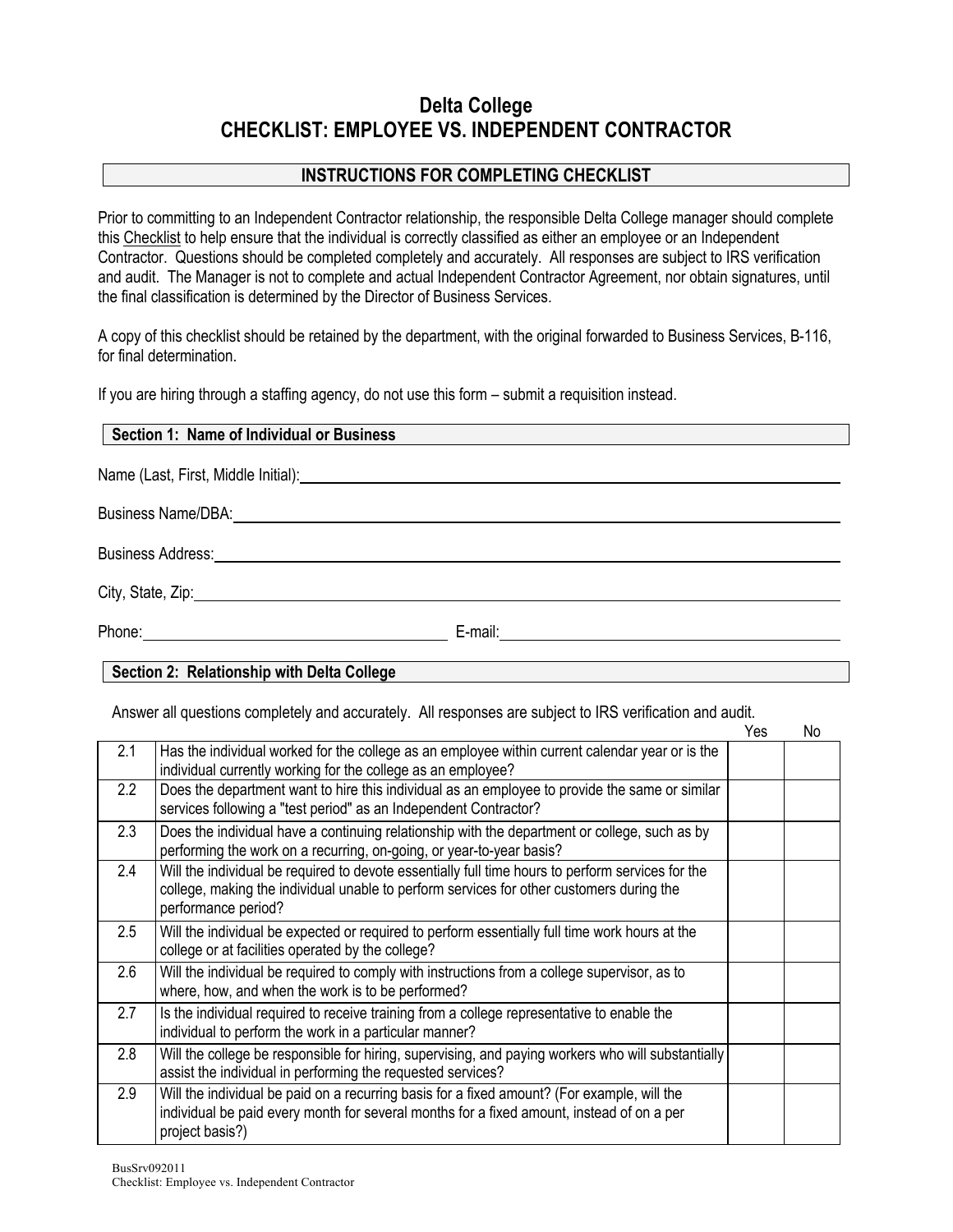# Delta College
# CHECKLIST: EMPLOYEE VS. INDEPENDENT CONTRACTOR

## INSTRUCTIONS FOR COMPLETING CHECKLIST

Prior to committing to an Independent Contractor relationship, the responsible Delta College manager should complete this Checklist to help ensure that the individual is correctly classified as either an employee or an Independent Contractor. Questions should be completed completely and accurately. All responses are subject to IRS verification and audit. The Manager is not to complete and actual Independent Contractor Agreement, nor obtain signatures, until the final classification is determined by the Director of Business Services.

A copy of this checklist should be retained by the department, with the original forwarded to Business Services, B-116, for final determination.

If you are hiring through a staffing agency, do not use this form – submit a requisition instead.

## Section 1: Name of Individual or Business

Name (Last, First, Middle Initial): ______________________________

Business Name/DBA: ______________________________

Business Address: ______________________________

City, State, Zip: ______________________________

Phone: ______________________________ E-mail: ______________________________

## Section 2: Relationship with Delta College

Answer all questions completely and accurately. All responses are subject to IRS verification and audit.

| | | Yes | No |
|---|---|---|---|
| 2.1 | Has the individual worked for the college as an employee within current calendar year or is the individual currently working for the college as an employee? | | |
| 2.2 | Does the department want to hire this individual as an employee to provide the same or similar services following a "test period" as an Independent Contractor? | | |
| 2.3 | Does the individual have a continuing relationship with the department or college, such as by performing the work on a recurring, on-going, or year-to-year basis? | | |
| 2.4 | Will the individual be required to devote essentially full time hours to perform services for the college, making the individual unable to perform services for other customers during the performance period? | | |
| 2.5 | Will the individual be expected or required to perform essentially full time work hours at the college or at facilities operated by the college? | | |
| 2.6 | Will the individual be required to comply with instructions from a college supervisor, as to where, how, and when the work is to be performed? | | |
| 2.7 | Is the individual required to receive training from a college representative to enable the individual to perform the work in a particular manner? | | |
| 2.8 | Will the college be responsible for hiring, supervising, and paying workers who will substantially assist the individual in performing the requested services? | | |
| 2.9 | Will the individual be paid on a recurring basis for a fixed amount? (For example, will the individual be paid every month for several months for a fixed amount, instead of on a per project basis?) | | |

BusSrv092011
Checklist: Employee vs. Independent Contractor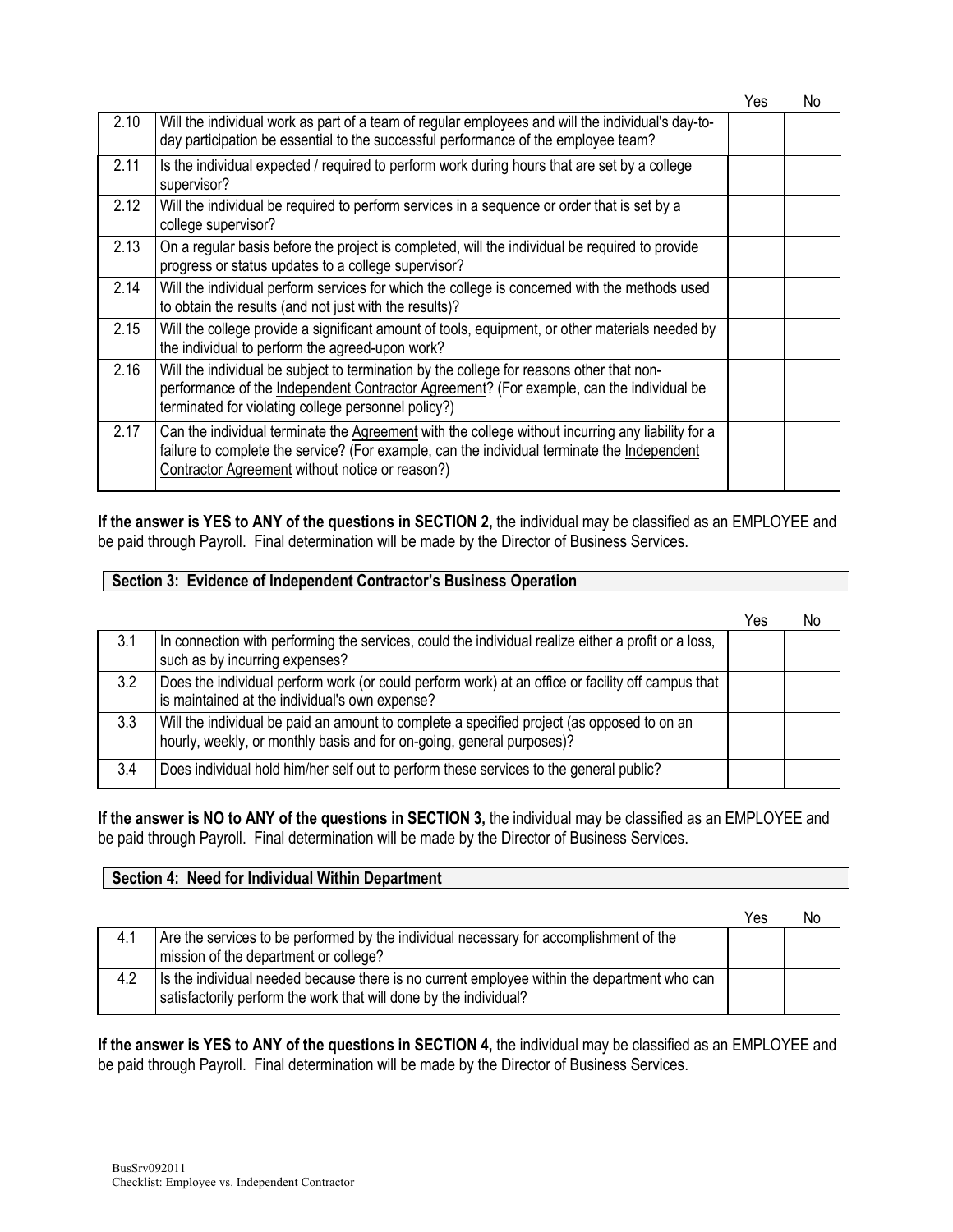| | | Yes | No |
|---|---|---|---|
| 2.10 | Will the individual work as part of a team of regular employees and will the individual's day-to-day participation be essential to the successful performance of the employee team? | | |
| 2.11 | Is the individual expected / required to perform work during hours that are set by a college supervisor? | | |
| 2.12 | Will the individual be required to perform services in a sequence or order that is set by a college supervisor? | | |
| 2.13 | On a regular basis before the project is completed, will the individual be required to provide progress or status updates to a college supervisor? | | |
| 2.14 | Will the individual perform services for which the college is concerned with the methods used to obtain the results (and not just with the results)? | | |
| 2.15 | Will the college provide a significant amount of tools, equipment, or other materials needed by the individual to perform the agreed-upon work? | | |
| 2.16 | Will the individual be subject to termination by the college for reasons other that non-performance of the Independent Contractor Agreement? (For example, can the individual be terminated for violating college personnel policy?) | | |
| 2.17 | Can the individual terminate the Agreement with the college without incurring any liability for a failure to complete the service? (For example, can the individual terminate the Independent Contractor Agreement without notice or reason?) | | |

**If the answer is YES to ANY of the questions in SECTION 2,** the individual may be classified as an EMPLOYEE and be paid through Payroll. Final determination will be made by the Director of Business Services.

## Section 3: Evidence of Independent Contractor's Business Operation

| | | Yes | No |
|---|---|---|---|
| 3.1 | In connection with performing the services, could the individual realize either a profit or a loss, such as by incurring expenses? | | |
| 3.2 | Does the individual perform work (or could perform work) at an office or facility off campus that is maintained at the individual's own expense? | | |
| 3.3 | Will the individual be paid an amount to complete a specified project (as opposed to on an hourly, weekly, or monthly basis and for on-going, general purposes)? | | |
| 3.4 | Does individual hold him/her self out to perform these services to the general public? | | |

**If the answer is NO to ANY of the questions in SECTION 3,** the individual may be classified as an EMPLOYEE and be paid through Payroll. Final determination will be made by the Director of Business Services.

## Section 4: Need for Individual Within Department

| | | Yes | No |
|---|---|---|---|
| 4.1 | Are the services to be performed by the individual necessary for accomplishment of the mission of the department or college? | | |
| 4.2 | Is the individual needed because there is no current employee within the department who can satisfactorily perform the work that will done by the individual? | | |

**If the answer is YES to ANY of the questions in SECTION 4,** the individual may be classified as an EMPLOYEE and be paid through Payroll. Final determination will be made by the Director of Business Services.

BusSrv092011
Checklist: Employee vs. Independent Contractor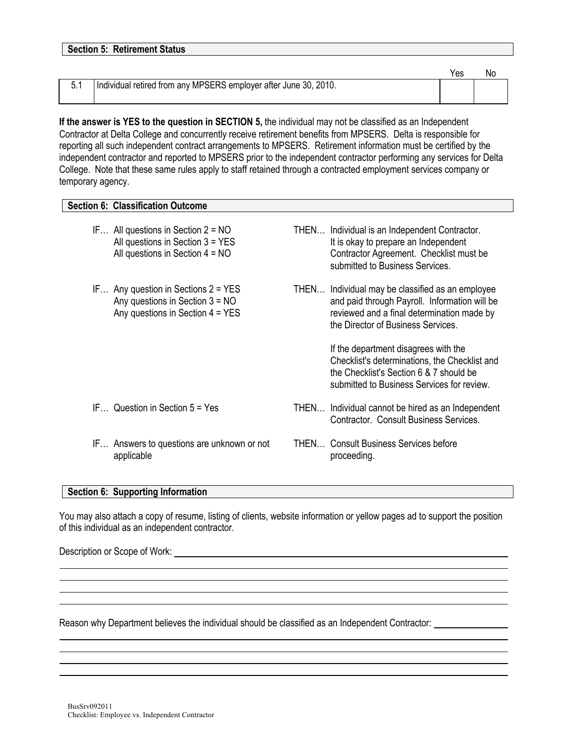## Section 5: Retirement Status

| | | Yes | No |
|---|---|---|---|
| 5.1 | Individual retired from any MPSERS employer after June 30, 2010. | | |

**If the answer is YES to the question in SECTION 5,** the individual may not be classified as an Independent Contractor at Delta College and concurrently receive retirement benefits from MPSERS. Delta is responsible for reporting all such independent contract arrangements to MPSERS. Retirement information must be certified by the independent contractor and reported to MPSERS prior to the independent contractor performing any services for Delta College. Note that these same rules apply to staff retained through a contracted employment services company or temporary agency.

## Section 6: Classification Outcome

| IF… | THEN… |
|---|---|
| All questions in Section 2 = NO<br>All questions in Section 3 = YES<br>All questions in Section 4 = NO | Individual is an Independent Contractor. It is okay to prepare an Independent Contractor Agreement. Checklist must be submitted to Business Services. |
| Any question in Sections 2 = YES<br>Any questions in Section 3 = NO<br>Any questions in Section 4 = YES | Individual may be classified as an employee and paid through Payroll. Information will be reviewed and a final determination made by the Director of Business Services.<br><br>If the department disagrees with the Checklist's determinations, the Checklist and the Checklist's Section 6 & 7 should be submitted to Business Services for review. |
| Question in Section 5 = Yes | Individual cannot be hired as an Independent Contractor. Consult Business Services. |
| Answers to questions are unknown or not applicable | Consult Business Services before proceeding. |

## Section 6: Supporting Information

You may also attach a copy of resume, listing of clients, website information or yellow pages ad to support the position of this individual as an independent contractor.

Description or Scope of Work: ______________________________________________

______________________________________________

______________________________________________

______________________________________________

______________________________________________

Reason why Department believes the individual should be classified as an Independent Contractor: ______________

______________________________________________

______________________________________________

______________________________________________

______________________________________________

BusSrv092011
Checklist: Employee vs. Independent Contractor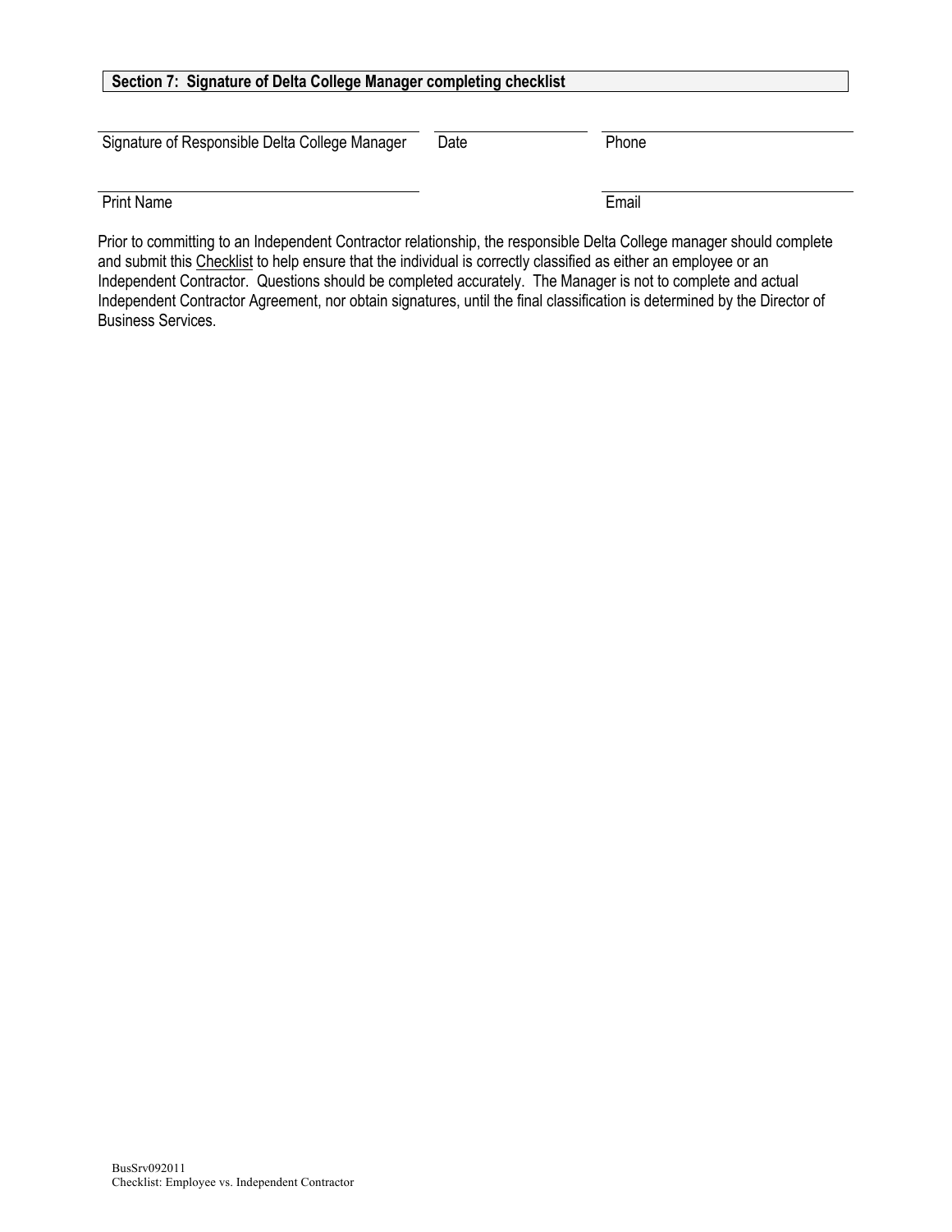## Section 7: Signature of Delta College Manager completing checklist

| | | |
|---|---|---|
| Signature of Responsible Delta College Manager | Date | Phone |
| Print Name | | Email |

Prior to committing to an Independent Contractor relationship, the responsible Delta College manager should complete and submit this Checklist to help ensure that the individual is correctly classified as either an employee or an Independent Contractor. Questions should be completed accurately. The Manager is not to complete and actual Independent Contractor Agreement, nor obtain signatures, until the final classification is determined by the Director of Business Services.